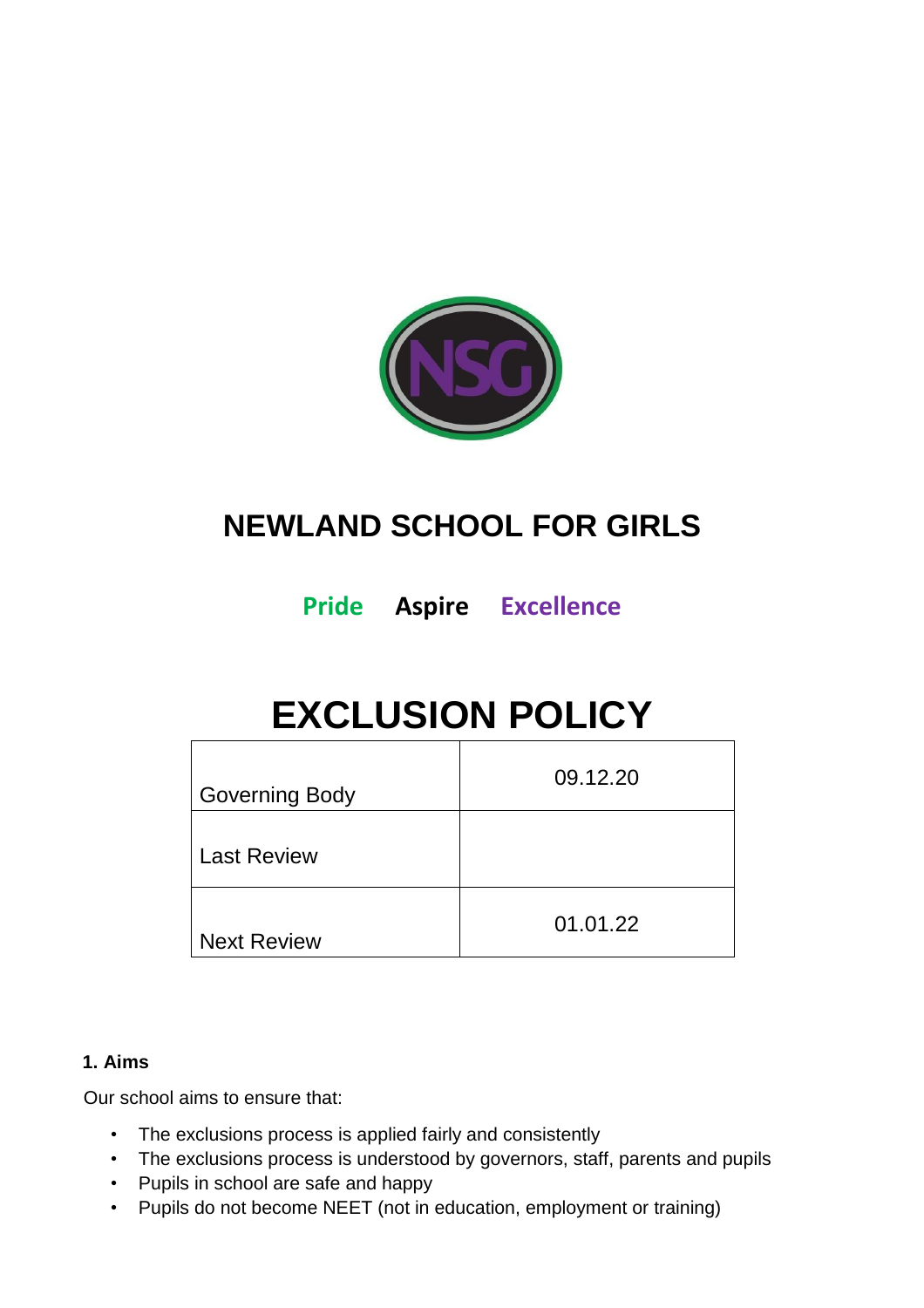# NEWLAND SCHOOL FOR GIRLS

**Pride Aspire Excellence**

# EXCLUSION POLICY

| | |
|---|---|
| Governing Body | 09.12.20 |
| Last Review | |
| Next Review | 01.01.22 |

### 1. Aims

Our school aims to ensure that:

- The exclusions process is applied fairly and consistently
- The exclusions process is understood by governors, staff, parents and pupils
- Pupils in school are safe and happy
- Pupils do not become NEET (not in education, employment or training)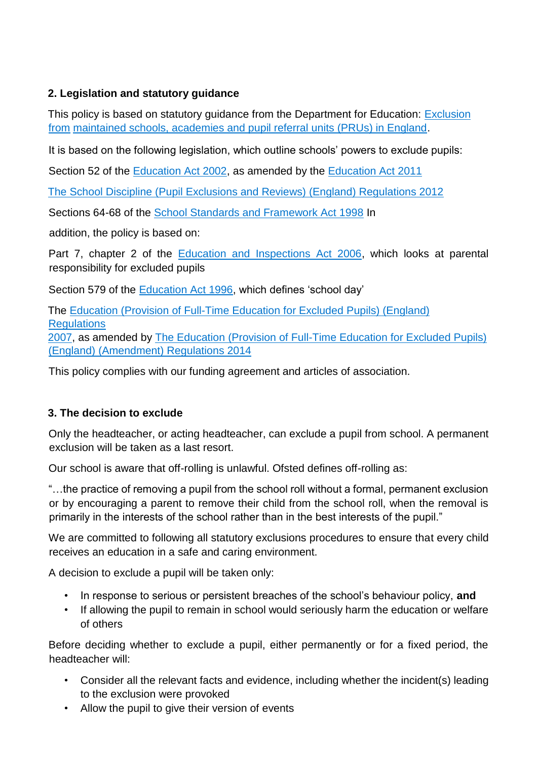## 2. Legislation and statutory guidance

This policy is based on statutory guidance from the Department for Education: Exclusion from maintained schools, academies and pupil referral units (PRUs) in England.

It is based on the following legislation, which outline schools' powers to exclude pupils:

Section 52 of the Education Act 2002, as amended by the Education Act 2011

The School Discipline (Pupil Exclusions and Reviews) (England) Regulations 2012

Sections 64-68 of the School Standards and Framework Act 1998 In addition, the policy is based on:

Part 7, chapter 2 of the Education and Inspections Act 2006, which looks at parental responsibility for excluded pupils

Section 579 of the Education Act 1996, which defines 'school day'

The Education (Provision of Full-Time Education for Excluded Pupils) (England) Regulations 2007, as amended by The Education (Provision of Full-Time Education for Excluded Pupils) (England) (Amendment) Regulations 2014

This policy complies with our funding agreement and articles of association.

## 3. The decision to exclude

Only the headteacher, or acting headteacher, can exclude a pupil from school. A permanent exclusion will be taken as a last resort.

Our school is aware that off-rolling is unlawful. Ofsted defines off-rolling as:

"…the practice of removing a pupil from the school roll without a formal, permanent exclusion or by encouraging a parent to remove their child from the school roll, when the removal is primarily in the interests of the school rather than in the best interests of the pupil."

We are committed to following all statutory exclusions procedures to ensure that every child receives an education in a safe and caring environment.

A decision to exclude a pupil will be taken only:

- In response to serious or persistent breaches of the school's behaviour policy, **and**
- If allowing the pupil to remain in school would seriously harm the education or welfare of others

Before deciding whether to exclude a pupil, either permanently or for a fixed period, the headteacher will:

- Consider all the relevant facts and evidence, including whether the incident(s) leading to the exclusion were provoked
- Allow the pupil to give their version of events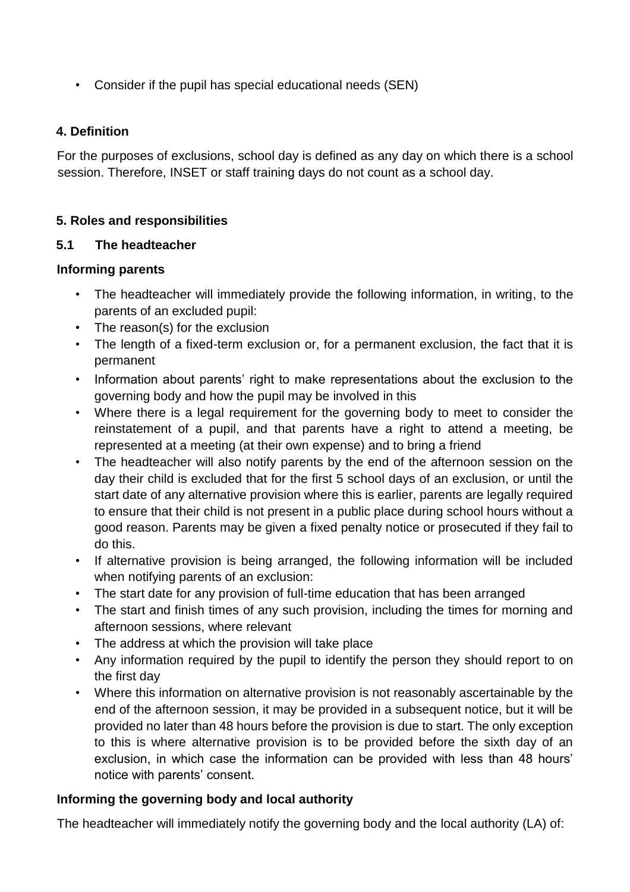- Consider if the pupil has special educational needs (SEN)

## 4. Definition

For the purposes of exclusions, school day is defined as any day on which there is a school session. Therefore, INSET or staff training days do not count as a school day.

## 5. Roles and responsibilities

### 5.1 The headteacher

**Informing parents**

- The headteacher will immediately provide the following information, in writing, to the parents of an excluded pupil:
- The reason(s) for the exclusion
- The length of a fixed-term exclusion or, for a permanent exclusion, the fact that it is permanent
- Information about parents' right to make representations about the exclusion to the governing body and how the pupil may be involved in this
- Where there is a legal requirement for the governing body to meet to consider the reinstatement of a pupil, and that parents have a right to attend a meeting, be represented at a meeting (at their own expense) and to bring a friend
- The headteacher will also notify parents by the end of the afternoon session on the day their child is excluded that for the first 5 school days of an exclusion, or until the start date of any alternative provision where this is earlier, parents are legally required to ensure that their child is not present in a public place during school hours without a good reason. Parents may be given a fixed penalty notice or prosecuted if they fail to do this.
- If alternative provision is being arranged, the following information will be included when notifying parents of an exclusion:
- The start date for any provision of full-time education that has been arranged
- The start and finish times of any such provision, including the times for morning and afternoon sessions, where relevant
- The address at which the provision will take place
- Any information required by the pupil to identify the person they should report to on the first day
- Where this information on alternative provision is not reasonably ascertainable by the end of the afternoon session, it may be provided in a subsequent notice, but it will be provided no later than 48 hours before the provision is due to start. The only exception to this is where alternative provision is to be provided before the sixth day of an exclusion, in which case the information can be provided with less than 48 hours' notice with parents' consent.

**Informing the governing body and local authority**

The headteacher will immediately notify the governing body and the local authority (LA) of: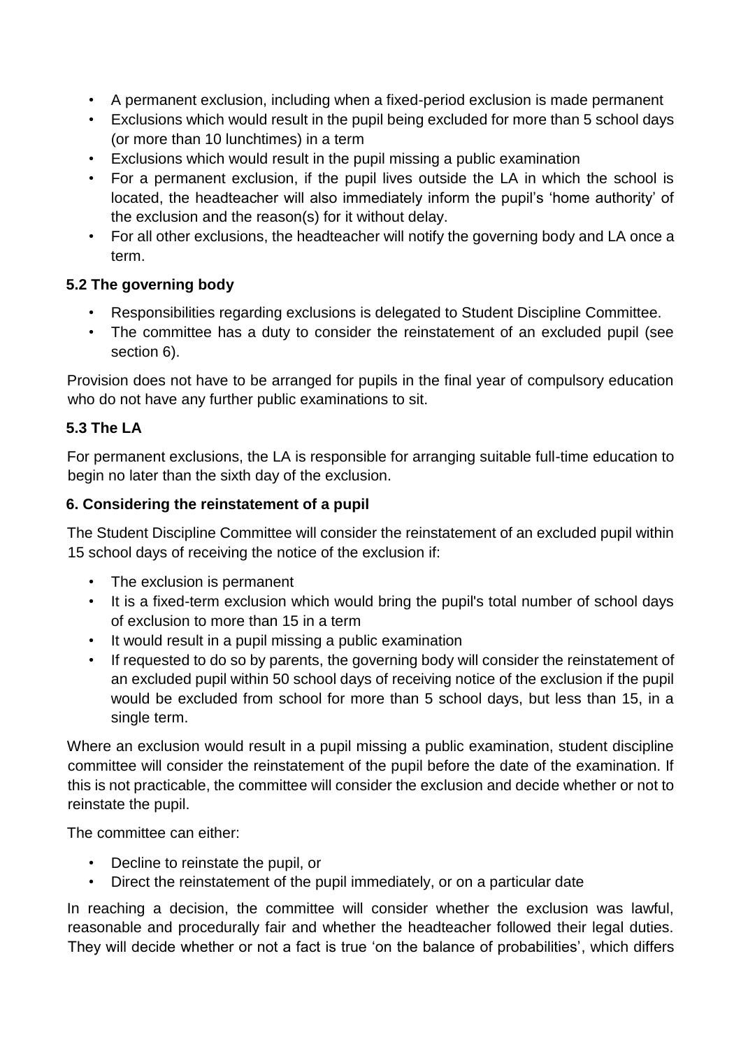- A permanent exclusion, including when a fixed-period exclusion is made permanent
- Exclusions which would result in the pupil being excluded for more than 5 school days (or more than 10 lunchtimes) in a term
- Exclusions which would result in the pupil missing a public examination
- For a permanent exclusion, if the pupil lives outside the LA in which the school is located, the headteacher will also immediately inform the pupil's 'home authority' of the exclusion and the reason(s) for it without delay.
- For all other exclusions, the headteacher will notify the governing body and LA once a term.

### 5.2 The governing body

- Responsibilities regarding exclusions is delegated to Student Discipline Committee.
- The committee has a duty to consider the reinstatement of an excluded pupil (see section 6).

Provision does not have to be arranged for pupils in the final year of compulsory education who do not have any further public examinations to sit.

### 5.3 The LA

For permanent exclusions, the LA is responsible for arranging suitable full-time education to begin no later than the sixth day of the exclusion.

## 6. Considering the reinstatement of a pupil

The Student Discipline Committee will consider the reinstatement of an excluded pupil within 15 school days of receiving the notice of the exclusion if:

- The exclusion is permanent
- It is a fixed-term exclusion which would bring the pupil's total number of school days of exclusion to more than 15 in a term
- It would result in a pupil missing a public examination
- If requested to do so by parents, the governing body will consider the reinstatement of an excluded pupil within 50 school days of receiving notice of the exclusion if the pupil would be excluded from school for more than 5 school days, but less than 15, in a single term.

Where an exclusion would result in a pupil missing a public examination, student discipline committee will consider the reinstatement of the pupil before the date of the examination. If this is not practicable, the committee will consider the exclusion and decide whether or not to reinstate the pupil.

The committee can either:

- Decline to reinstate the pupil, or
- Direct the reinstatement of the pupil immediately, or on a particular date

In reaching a decision, the committee will consider whether the exclusion was lawful, reasonable and procedurally fair and whether the headteacher followed their legal duties. They will decide whether or not a fact is true 'on the balance of probabilities', which differs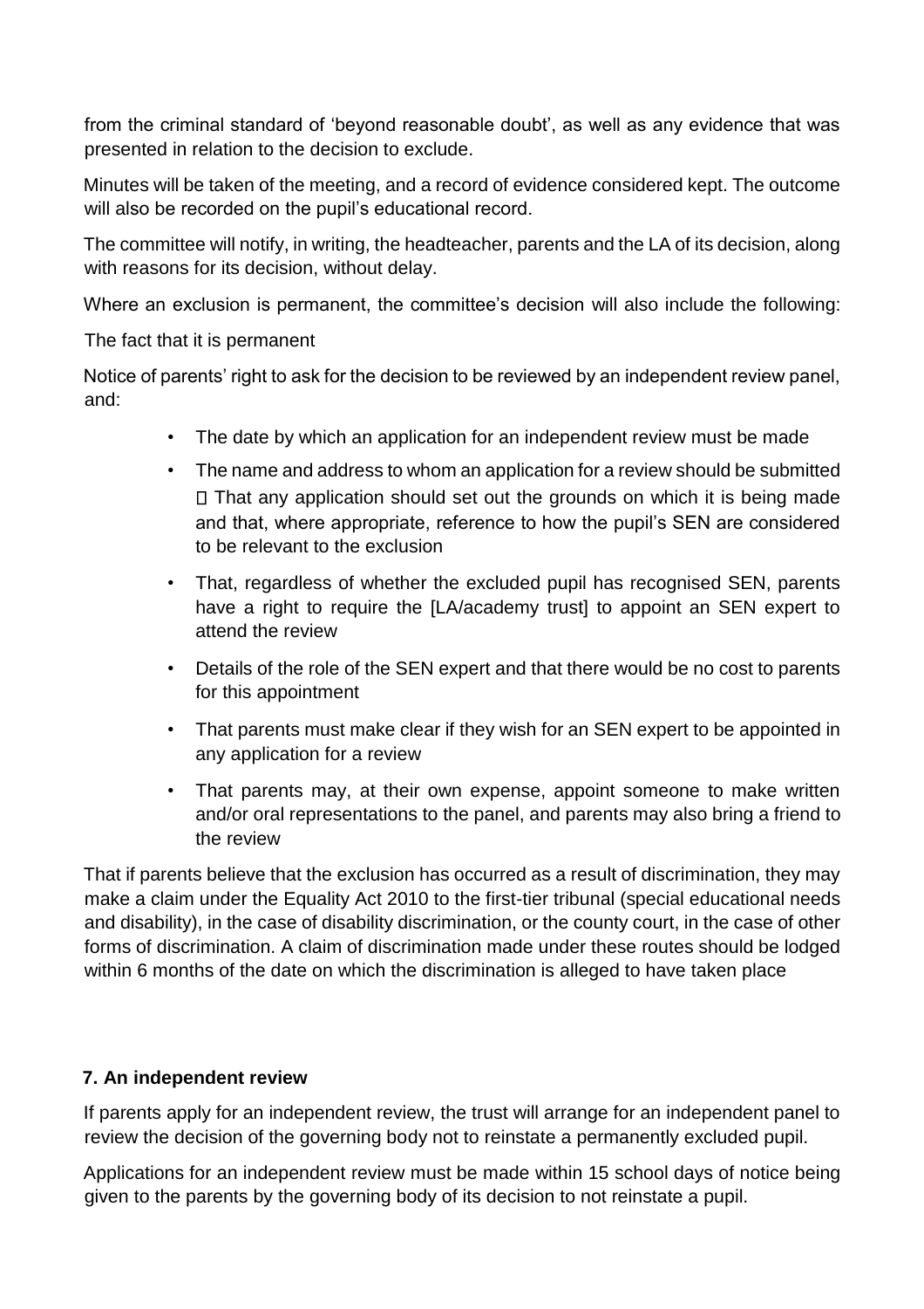from the criminal standard of 'beyond reasonable doubt', as well as any evidence that was presented in relation to the decision to exclude.

Minutes will be taken of the meeting, and a record of evidence considered kept. The outcome will also be recorded on the pupil's educational record.

The committee will notify, in writing, the headteacher, parents and the LA of its decision, along with reasons for its decision, without delay.

Where an exclusion is permanent, the committee's decision will also include the following:

The fact that it is permanent

Notice of parents' right to ask for the decision to be reviewed by an independent review panel, and:

- The date by which an application for an independent review must be made
- The name and address to whom an application for a review should be submitted  That any application should set out the grounds on which it is being made and that, where appropriate, reference to how the pupil's SEN are considered to be relevant to the exclusion
- That, regardless of whether the excluded pupil has recognised SEN, parents have a right to require the [LA/academy trust] to appoint an SEN expert to attend the review
- Details of the role of the SEN expert and that there would be no cost to parents for this appointment
- That parents must make clear if they wish for an SEN expert to be appointed in any application for a review
- That parents may, at their own expense, appoint someone to make written and/or oral representations to the panel, and parents may also bring a friend to the review

That if parents believe that the exclusion has occurred as a result of discrimination, they may make a claim under the Equality Act 2010 to the first-tier tribunal (special educational needs and disability), in the case of disability discrimination, or the county court, in the case of other forms of discrimination. A claim of discrimination made under these routes should be lodged within 6 months of the date on which the discrimination is alleged to have taken place

## 7. An independent review

If parents apply for an independent review, the trust will arrange for an independent panel to review the decision of the governing body not to reinstate a permanently excluded pupil.

Applications for an independent review must be made within 15 school days of notice being given to the parents by the governing body of its decision to not reinstate a pupil.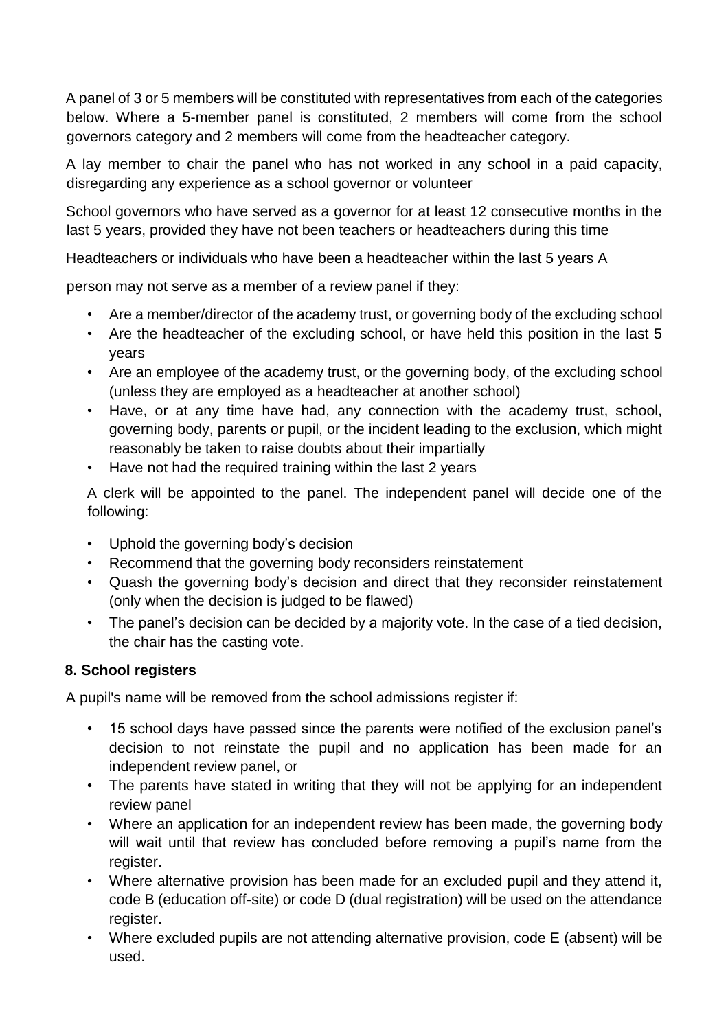A panel of 3 or 5 members will be constituted with representatives from each of the categories below. Where a 5-member panel is constituted, 2 members will come from the school governors category and 2 members will come from the headteacher category.

A lay member to chair the panel who has not worked in any school in a paid capacity, disregarding any experience as a school governor or volunteer

School governors who have served as a governor for at least 12 consecutive months in the last 5 years, provided they have not been teachers or headteachers during this time

Headteachers or individuals who have been a headteacher within the last 5 years A

person may not serve as a member of a review panel if they:

- Are a member/director of the academy trust, or governing body of the excluding school
- Are the headteacher of the excluding school, or have held this position in the last 5 years
- Are an employee of the academy trust, or the governing body, of the excluding school (unless they are employed as a headteacher at another school)
- Have, or at any time have had, any connection with the academy trust, school, governing body, parents or pupil, or the incident leading to the exclusion, which might reasonably be taken to raise doubts about their impartially
- Have not had the required training within the last 2 years

A clerk will be appointed to the panel. The independent panel will decide one of the following:

- Uphold the governing body's decision
- Recommend that the governing body reconsiders reinstatement
- Quash the governing body's decision and direct that they reconsider reinstatement (only when the decision is judged to be flawed)
- The panel's decision can be decided by a majority vote. In the case of a tied decision, the chair has the casting vote.

### 8. School registers

A pupil's name will be removed from the school admissions register if:

- 15 school days have passed since the parents were notified of the exclusion panel's decision to not reinstate the pupil and no application has been made for an independent review panel, or
- The parents have stated in writing that they will not be applying for an independent review panel
- Where an application for an independent review has been made, the governing body will wait until that review has concluded before removing a pupil's name from the register.
- Where alternative provision has been made for an excluded pupil and they attend it, code B (education off-site) or code D (dual registration) will be used on the attendance register.
- Where excluded pupils are not attending alternative provision, code E (absent) will be used.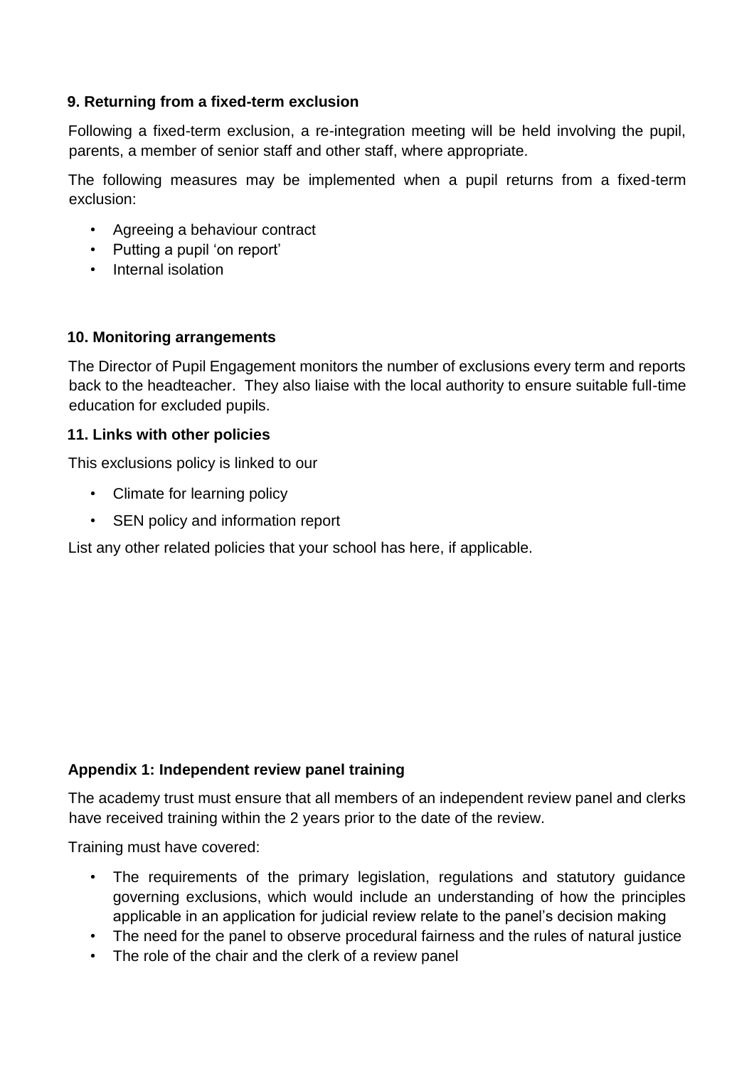## 9. Returning from a fixed-term exclusion

Following a fixed-term exclusion, a re-integration meeting will be held involving the pupil, parents, a member of senior staff and other staff, where appropriate.

The following measures may be implemented when a pupil returns from a fixed-term exclusion:

- Agreeing a behaviour contract
- Putting a pupil 'on report'
- Internal isolation

## 10. Monitoring arrangements

The Director of Pupil Engagement monitors the number of exclusions every term and reports back to the headteacher. They also liaise with the local authority to ensure suitable full-time education for excluded pupils.

## 11. Links with other policies

This exclusions policy is linked to our

- Climate for learning policy
- SEN policy and information report

List any other related policies that your school has here, if applicable.

## Appendix 1: Independent review panel training

The academy trust must ensure that all members of an independent review panel and clerks have received training within the 2 years prior to the date of the review.

Training must have covered:

- The requirements of the primary legislation, regulations and statutory guidance governing exclusions, which would include an understanding of how the principles applicable in an application for judicial review relate to the panel's decision making
- The need for the panel to observe procedural fairness and the rules of natural justice
- The role of the chair and the clerk of a review panel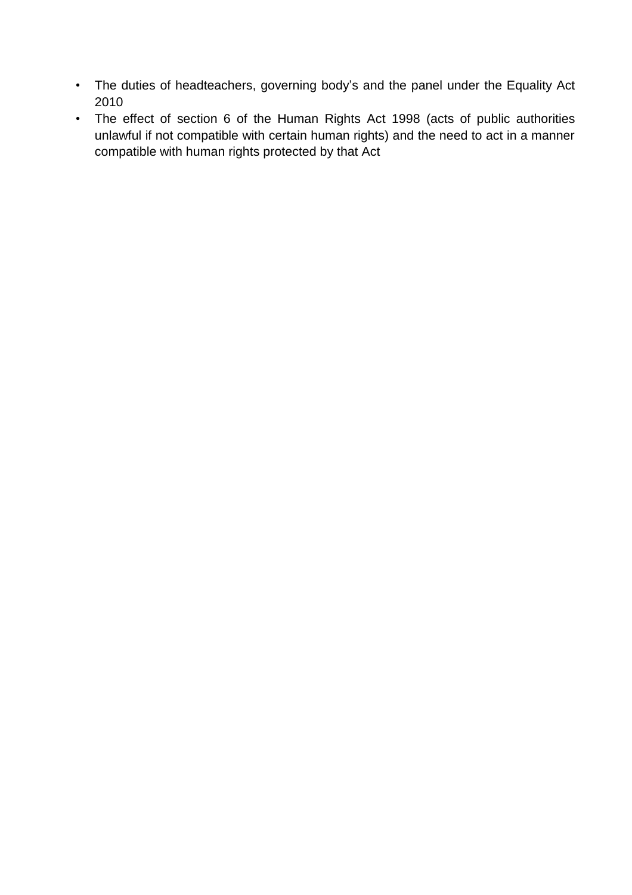- The duties of headteachers, governing body's and the panel under the Equality Act 2010
- The effect of section 6 of the Human Rights Act 1998 (acts of public authorities unlawful if not compatible with certain human rights) and the need to act in a manner compatible with human rights protected by that Act